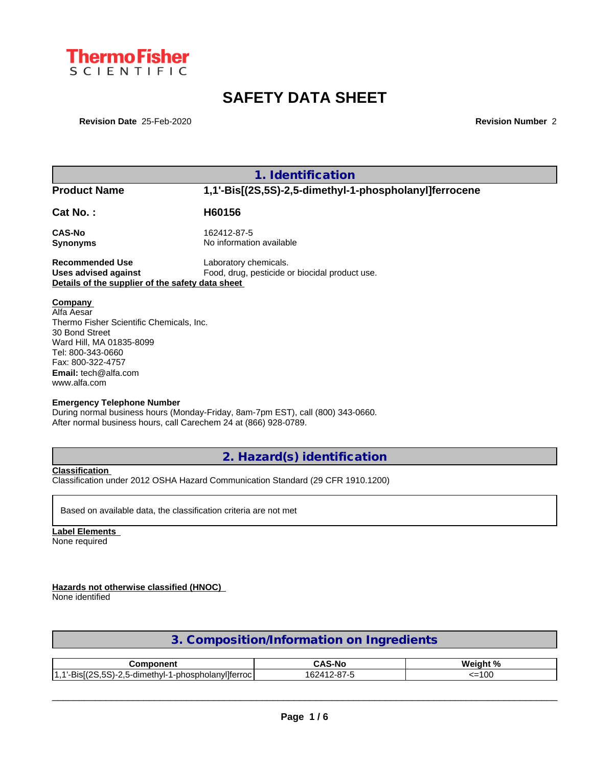ThermoFisher SCIENTIFIC

# SAFETY DATA SHEET

**Revision Date** 25-Feb-2020 **Revision Number** 2

## 1. Identification

**Product Name** 1,1'-Bis[(2S,5S)-2,5-dimethyl-1-phospholanyl]ferrocene

**Cat No. :** H60156

**CAS-No** 162412-87-5
**Synonyms** No information available

**Recommended Use** Laboratory chemicals.
**Uses advised against** Food, drug, pesticide or biocidal product use.

**Details of the supplier of the safety data sheet**

**Company**
Alfa Aesar
Thermo Fisher Scientific Chemicals, Inc.
30 Bond Street
Ward Hill, MA 01835-8099
Tel: 800-343-0660
Fax: 800-322-4757
**Email:** tech@alfa.com
www.alfa.com

**Emergency Telephone Number**
During normal business hours (Monday-Friday, 8am-7pm EST), call (800) 343-0660.
After normal business hours, call Carechem 24 at (866) 928-0789.

## 2. Hazard(s) identification

**Classification**
Classification under 2012 OSHA Hazard Communication Standard (29 CFR 1910.1200)

Based on available data, the classification criteria are not met

**Label Elements**
None required

**Hazards not otherwise classified (HNOC)**
None identified

## 3. Composition/Information on Ingredients

| Component | CAS-No | Weight % |
|---|---|---|
| 1,1'-Bis[(2S,5S)-2,5-dimethyl-1-phospholanyl]ferroc | 162412-87-5 | <=100 |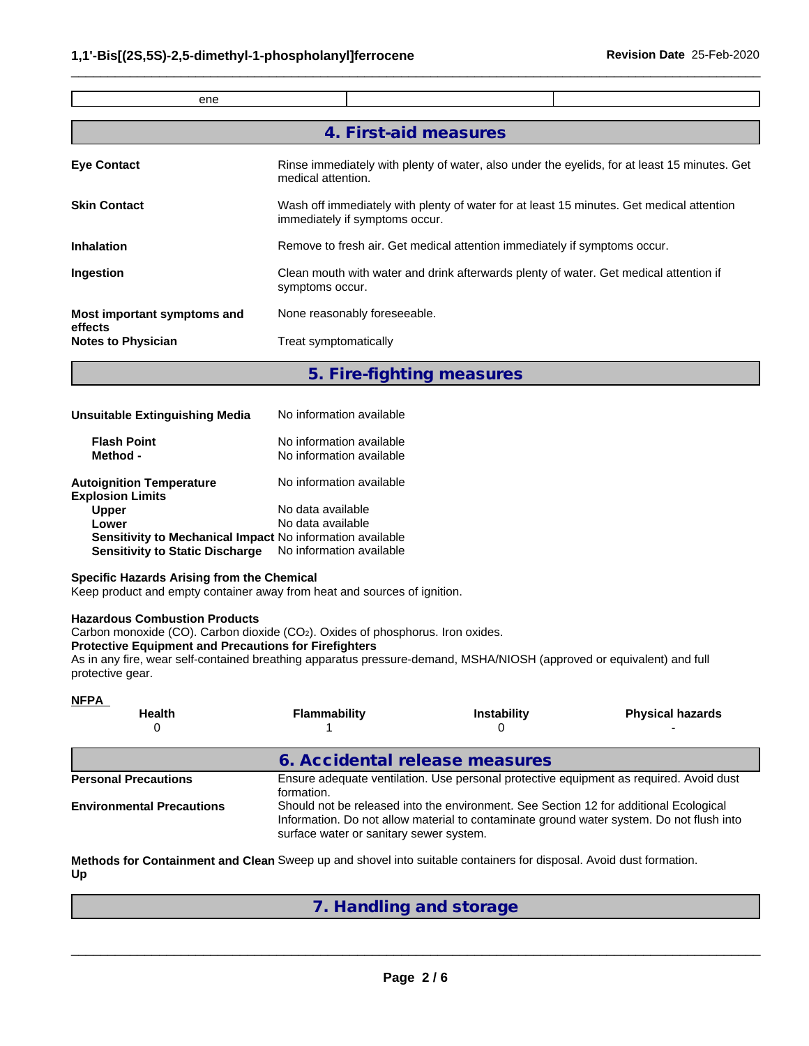| ene | | |
|---|---|---|

## 4. First-aid measures

**Eye Contact**
Rinse immediately with plenty of water, also under the eyelids, for at least 15 minutes. Get medical attention.

**Skin Contact**
Wash off immediately with plenty of water for at least 15 minutes. Get medical attention immediately if symptoms occur.

**Inhalation**
Remove to fresh air. Get medical attention immediately if symptoms occur.

**Ingestion**
Clean mouth with water and drink afterwards plenty of water. Get medical attention if symptoms occur.

**Most important symptoms and effects**
None reasonably foreseeable.

**Notes to Physician**
Treat symptomatically

## 5. Fire-fighting measures

**Unsuitable Extinguishing Media** No information available

**Flash Point** No information available
**Method -** No information available

**Autoignition Temperature** No information available
**Explosion Limits**
**Upper** No data available
**Lower** No data available
**Sensitivity to Mechanical Impact** No information available
**Sensitivity to Static Discharge** No information available

**Specific Hazards Arising from the Chemical**
Keep product and empty container away from heat and sources of ignition.

**Hazardous Combustion Products**
Carbon monoxide (CO). Carbon dioxide ($CO_2$). Oxides of phosphorus. Iron oxides.

**Protective Equipment and Precautions for Firefighters**
As in any fire, wear self-contained breathing apparatus pressure-demand, MSHA/NIOSH (approved or equivalent) and full protective gear.

**NFPA**

| Health | Flammability | Instability | Physical hazards |
|---|---|---|---|
| 0 | 1 | 0 | - |

## 6. Accidental release measures

**Personal Precautions**
Ensure adequate ventilation. Use personal protective equipment as required. Avoid dust formation.

**Environmental Precautions**
Should not be released into the environment. See Section 12 for additional Ecological Information. Do not allow material to contaminate ground water system. Do not flush into surface water or sanitary sewer system.

**Methods for Containment and Clean Up**
Sweep up and shovel into suitable containers for disposal. Avoid dust formation.

## 7. Handling and storage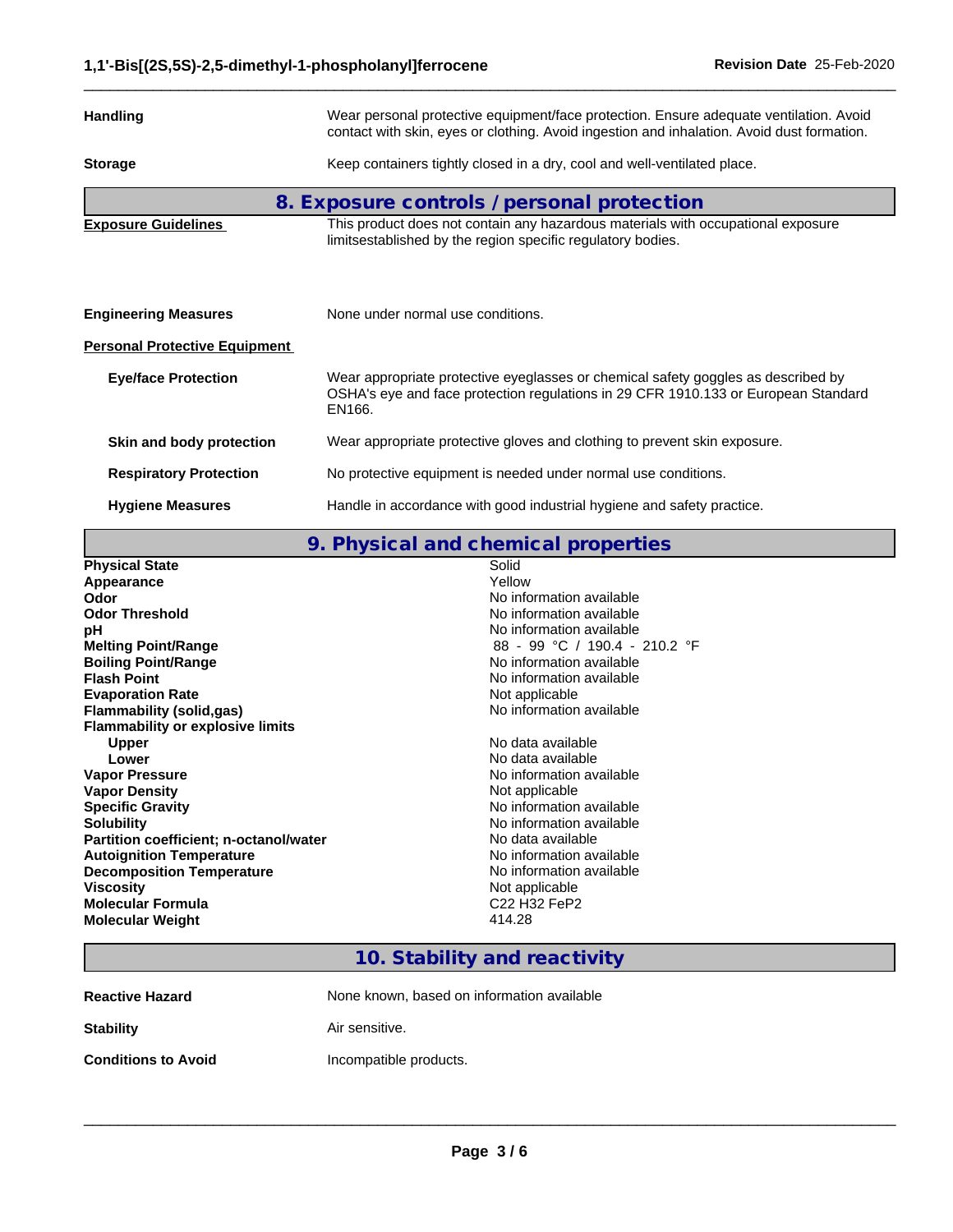**Handling** Wear personal protective equipment/face protection. Ensure adequate ventilation. Avoid contact with skin, eyes or clothing. Avoid ingestion and inhalation. Avoid dust formation.

**Storage** Keep containers tightly closed in a dry, cool and well-ventilated place.

## 8. Exposure controls / personal protection

**Exposure Guidelines** This product does not contain any hazardous materials with occupational exposure limitsestablished by the region specific regulatory bodies.

**Engineering Measures** None under normal use conditions.

**Personal Protective Equipment**

**Eye/face Protection** Wear appropriate protective eyeglasses or chemical safety goggles as described by OSHA's eye and face protection regulations in 29 CFR 1910.133 or European Standard EN166.

**Skin and body protection** Wear appropriate protective gloves and clothing to prevent skin exposure.

**Respiratory Protection** No protective equipment is needed under normal use conditions.

**Hygiene Measures** Handle in accordance with good industrial hygiene and safety practice.

## 9. Physical and chemical properties

| Property | Value |
|---|---|
| **Physical State** | Solid |
| **Appearance** | Yellow |
| **Odor** | No information available |
| **Odor Threshold** | No information available |
| **pH** | No information available |
| **Melting Point/Range** | 88 - 99 °C / 190.4 - 210.2 °F |
| **Boiling Point/Range** | No information available |
| **Flash Point** | No information available |
| **Evaporation Rate** | Not applicable |
| **Flammability (solid,gas)** | No information available |
| **Flammability or explosive limits** | |
| **Upper** | No data available |
| **Lower** | No data available |
| **Vapor Pressure** | No information available |
| **Vapor Density** | Not applicable |
| **Specific Gravity** | No information available |
| **Solubility** | No information available |
| **Partition coefficient; n-octanol/water** | No data available |
| **Autoignition Temperature** | No information available |
| **Decomposition Temperature** | No information available |
| **Viscosity** | Not applicable |
| **Molecular Formula** | C22 H32 FeP2 |
| **Molecular Weight** | 414.28 |

## 10. Stability and reactivity

**Reactive Hazard** None known, based on information available

**Stability** Air sensitive.

**Conditions to Avoid** Incompatible products.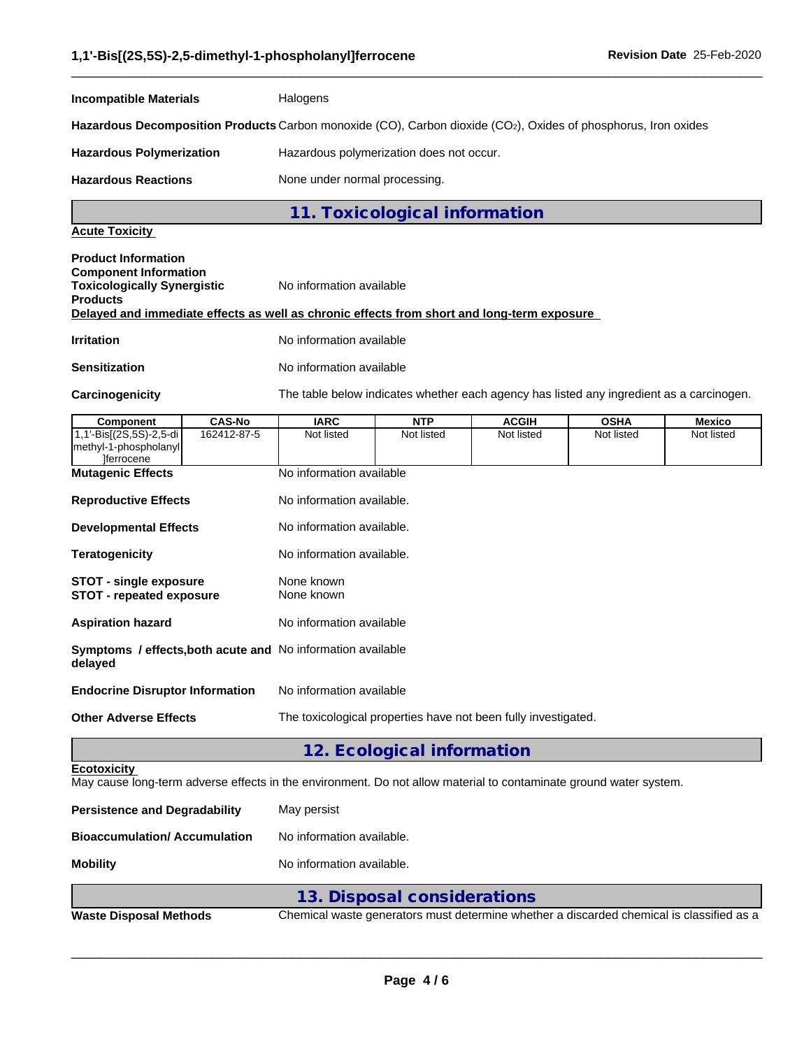**Incompatible Materials** Halogens

**Hazardous Decomposition Products** Carbon monoxide (CO), Carbon dioxide ($CO_2$), Oxides of phosphorus, Iron oxides

**Hazardous Polymerization** Hazardous polymerization does not occur.

**Hazardous Reactions** None under normal processing.

## 11. Toxicological information

**Acute Toxicity**

**Product Information**
**Component Information**
**Toxicologically Synergistic Products** No information available

**Delayed and immediate effects as well as chronic effects from short and long-term exposure**

**Irritation** No information available

**Sensitization** No information available

**Carcinogenicity** The table below indicates whether each agency has listed any ingredient as a carcinogen.

| Component | CAS-No | IARC | NTP | ACGIH | OSHA | Mexico |
|---|---|---|---|---|---|---|
| 1,1'-Bis[(2S,5S)-2,5-dimethyl-1-phospholanyl]ferrocene | 162412-87-5 | Not listed | Not listed | Not listed | Not listed | Not listed |

**Mutagenic Effects** No information available

**Reproductive Effects** No information available.

**Developmental Effects** No information available.

**Teratogenicity** No information available.

**STOT - single exposure** None known
**STOT - repeated exposure** None known

**Aspiration hazard** No information available

**Symptoms / effects,both acute and delayed** No information available

**Endocrine Disruptor Information** No information available

**Other Adverse Effects** The toxicological properties have not been fully investigated.

## 12. Ecological information

**Ecotoxicity**
May cause long-term adverse effects in the environment. Do not allow material to contaminate ground water system.

**Persistence and Degradability** May persist

**Bioaccumulation/ Accumulation** No information available.

**Mobility** No information available.

## 13. Disposal considerations

**Waste Disposal Methods** Chemical waste generators must determine whether a discarded chemical is classified as a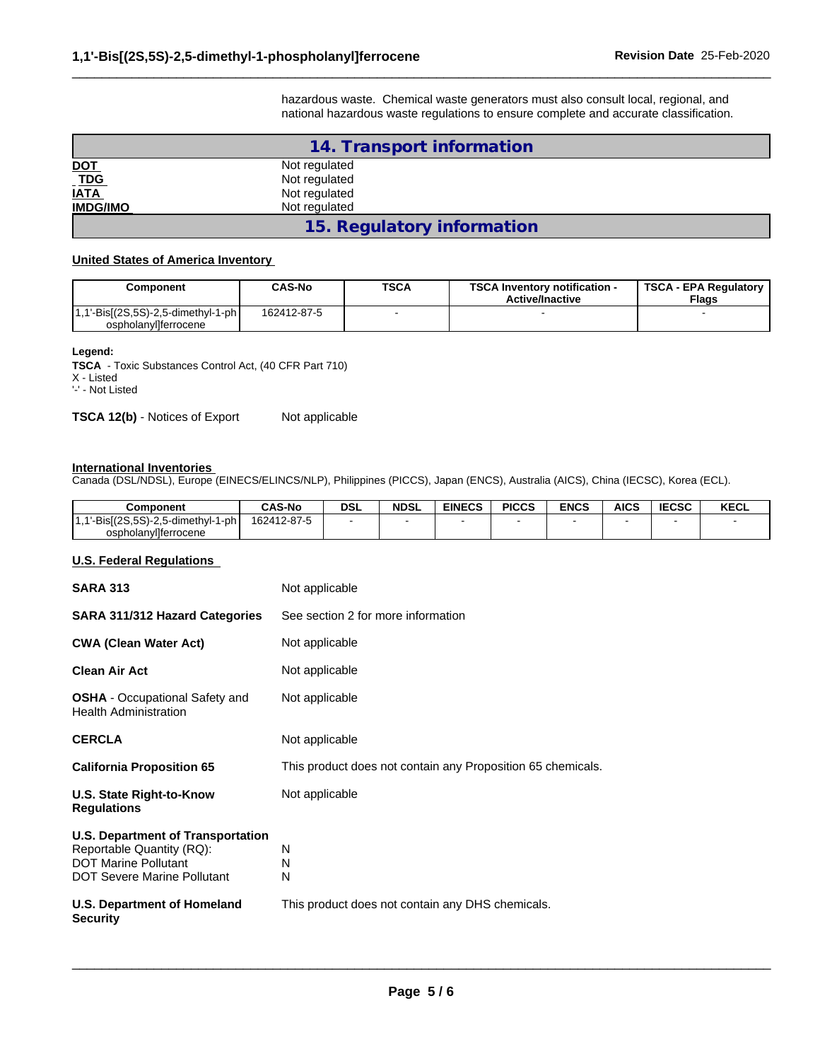hazardous waste. Chemical waste generators must also consult local, regional, and national hazardous waste regulations to ensure complete and accurate classification.

## 14. Transport information

| | |
|---|---|
| **DOT** | Not regulated |
| **TDG** | Not regulated |
| **IATA** | Not regulated |
| **IMDG/IMO** | Not regulated |

## 15. Regulatory information

### United States of America Inventory

| Component | CAS-No | TSCA | TSCA Inventory notification - Active/Inactive | TSCA - EPA Regulatory Flags |
|---|---|---|---|---|
| 1,1'-Bis[(2S,5S)-2,5-dimethyl-1-phospholanyl]ferrocene | 162412-87-5 | - | - | - |

**Legend:**
**TSCA** - Toxic Substances Control Act, (40 CFR Part 710)
X - Listed
'-' - Not Listed

**TSCA 12(b)** - Notices of Export Not applicable

### International Inventories

Canada (DSL/NDSL), Europe (EINECS/ELINCS/NLP), Philippines (PICCS), Japan (ENCS), Australia (AICS), China (IECSC), Korea (ECL).

| Component | CAS-No | DSL | NDSL | EINECS | PICCS | ENCS | AICS | IECSC | KECL |
|---|---|---|---|---|---|---|---|---|---|
| 1,1'-Bis[(2S,5S)-2,5-dimethyl-1-phospholanyl]ferrocene | 162412-87-5 | - | - | - | - | - | - | - | - |

### U.S. Federal Regulations

| | |
|---|---|
| **SARA 313** | Not applicable |
| **SARA 311/312 Hazard Categories** | See section 2 for more information |
| **CWA (Clean Water Act)** | Not applicable |
| **Clean Air Act** | Not applicable |
| **OSHA** - Occupational Safety and Health Administration | Not applicable |
| **CERCLA** | Not applicable |
| **California Proposition 65** | This product does not contain any Proposition 65 chemicals. |
| **U.S. State Right-to-Know Regulations** | Not applicable |

**U.S. Department of Transportation**

| | |
|---|---|
| Reportable Quantity (RQ): | N |
| DOT Marine Pollutant | N |
| DOT Severe Marine Pollutant | N |

**U.S. Department of Homeland Security** This product does not contain any DHS chemicals.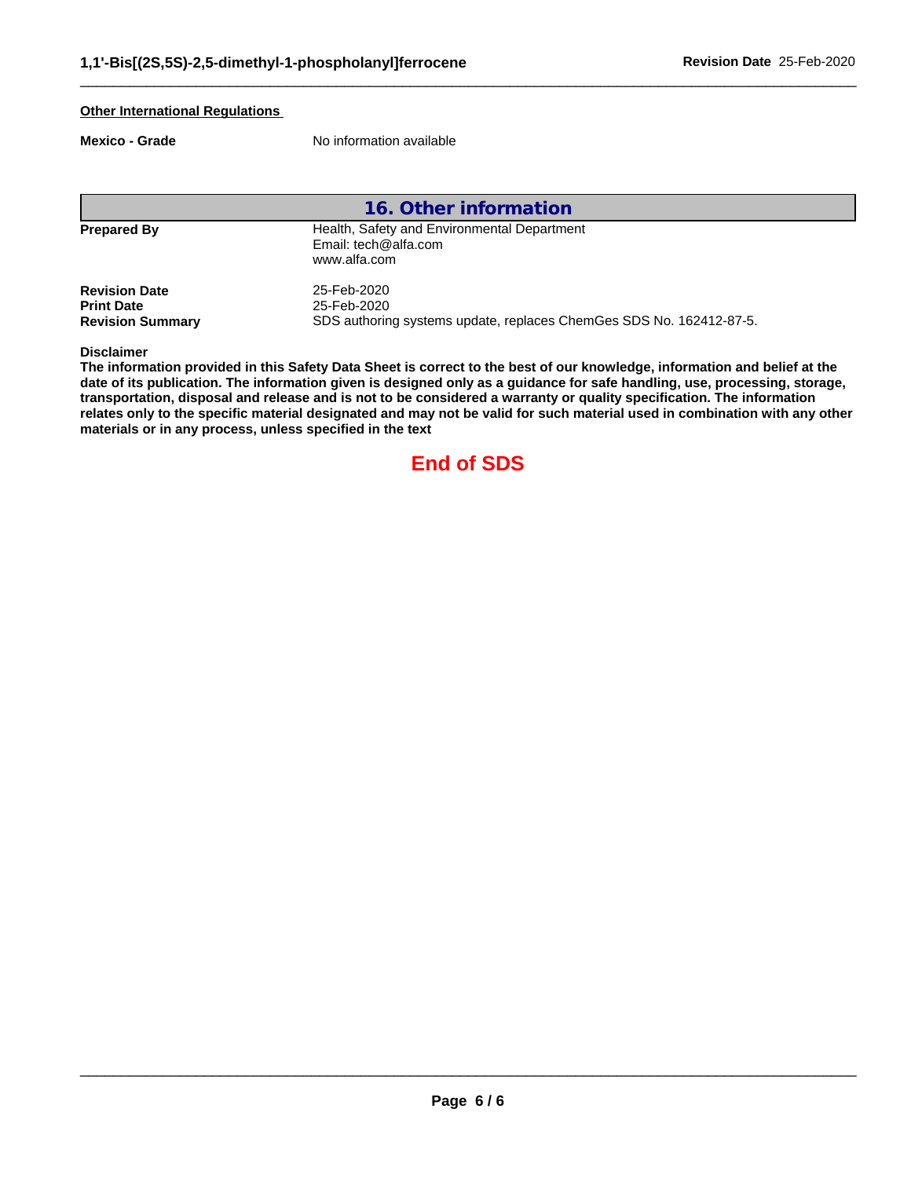**Other International Regulations**

**Mexico - Grade** No information available

## 16. Other information

**Prepared By** Health, Safety and Environmental Department
Email: tech@alfa.com
www.alfa.com

**Revision Date** 25-Feb-2020
**Print Date** 25-Feb-2020
**Revision Summary** SDS authoring systems update, replaces ChemGes SDS No. 162412-87-5.

**Disclaimer**
**The information provided in this Safety Data Sheet is correct to the best of our knowledge, information and belief at the date of its publication. The information given is designed only as a guidance for safe handling, use, processing, storage, transportation, disposal and release and is not to be considered a warranty or quality specification. The information relates only to the specific material designated and may not be valid for such material used in combination with any other materials or in any process, unless specified in the text**

**End of SDS**